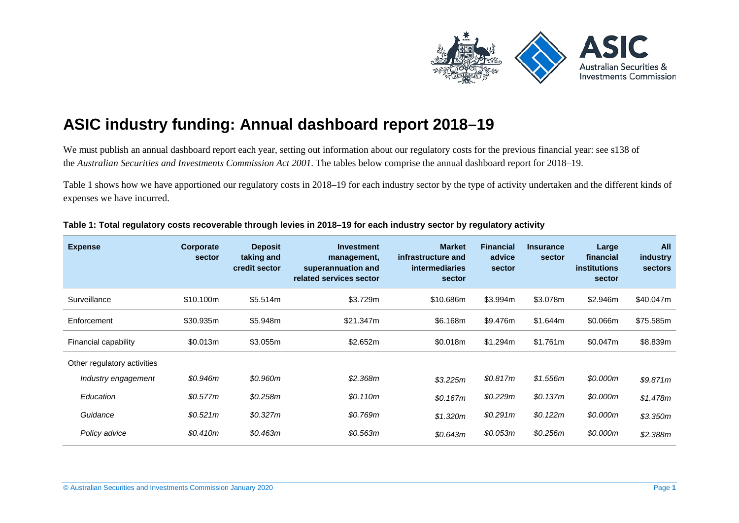# ASIC industry funding: Annual dashboard report 2018–19

We must publish an annual dashboard report each year, setting out information about our regulatory costs for the previous financial year: see s138 of the *Australian Securities and Investments Commission Act 2001*. The tables below comprise the annual dashboard report for 2018–19.

Table 1 shows how we have apportioned our regulatory costs in 2018–19 for each industry sector by the type of activity undertaken and the different kinds of expenses we have incurred.

**Table 1: Total regulatory costs recoverable through levies in 2018–19 for each industry sector by regulatory activity**

| Expense | Corporate sector | Deposit taking and credit sector | Investment management, superannuation and related services sector | Market infrastructure and intermediaries sector | Financial advice sector | Insurance sector | Large financial institutions sector | All industry sectors |
|---|---|---|---|---|---|---|---|---|
| Surveillance | \$10.100m | \$5.514m | \$3.729m | \$10.686m | \$3.994m | \$3.078m | \$2.946m | \$40.047m |
| Enforcement | \$30.935m | \$5.948m | \$21.347m | \$6.168m | \$9.476m | \$1.644m | \$0.066m | \$75.585m |
| Financial capability | \$0.013m | \$3.055m | \$2.652m | \$0.018m | \$1.294m | \$1.761m | \$0.047m | \$8.839m |
| Other regulatory activities | | | | | | | | |
| *Industry engagement* | *\$0.946m* | *\$0.960m* | *\$2.368m* | *\$3.225m* | *\$0.817m* | *\$1.556m* | *\$0.000m* | *\$9.871m* |
| *Education* | *\$0.577m* | *\$0.258m* | *\$0.110m* | *\$0.167m* | *\$0.229m* | *\$0.137m* | *\$0.000m* | *\$1.478m* |
| *Guidance* | *\$0.521m* | *\$0.327m* | *\$0.769m* | *\$1.320m* | *\$0.291m* | *\$0.122m* | *\$0.000m* | *\$3.350m* |
| *Policy advice* | *\$0.410m* | *\$0.463m* | *\$0.563m* | *\$0.643m* | *\$0.053m* | *\$0.256m* | *\$0.000m* | *\$2.388m* |

© Australian Securities and Investments Commission January 2020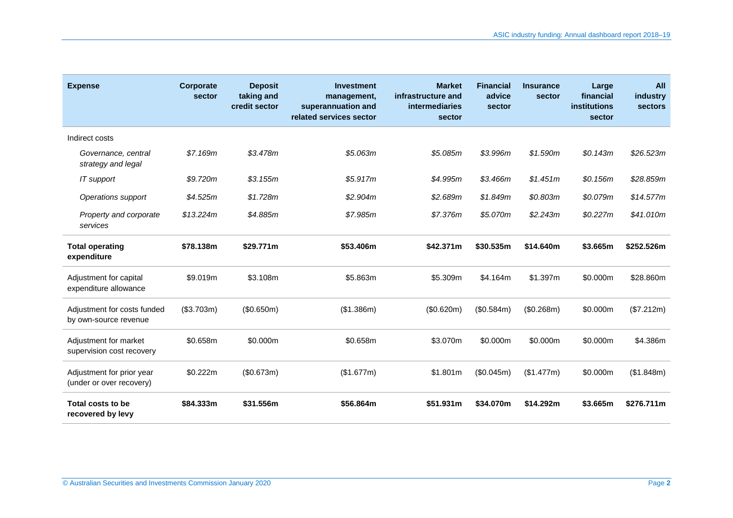| **Expense** | **Corporate sector** | **Deposit taking and credit sector** | **Investment management, superannuation and related services sector** | **Market infrastructure and intermediaries sector** | **Financial advice sector** | **Insurance sector** | **Large financial institutions sector** | **All industry sectors** |
|---|---|---|---|---|---|---|---|---|
| Indirect costs | | | | | | | | |
| *Governance, central strategy and legal* | *$7.169m* | *$3.478m* | *$5.063m* | *$5.085m* | *$3.996m* | *$1.590m* | *$0.143m* | *$26.523m* |
| *IT support* | *$9.720m* | *$3.155m* | *$5.917m* | *$4.995m* | *$3.466m* | *$1.451m* | *$0.156m* | *$28.859m* |
| *Operations support* | *$4.525m* | *$1.728m* | *$2.904m* | *$2.689m* | *$1.849m* | *$0.803m* | *$0.079m* | *$14.577m* |
| *Property and corporate services* | *$13.224m* | *$4.885m* | *$7.985m* | *$7.376m* | *$5.070m* | *$2.243m* | *$0.227m* | *$41.010m* |
| **Total operating expenditure** | **$78.138m** | **$29.771m** | **$53.406m** | **$42.371m** | **$30.535m** | **$14.640m** | **$3.665m** | **$252.526m** |
| Adjustment for capital expenditure allowance | $9.019m | $3.108m | $5.863m | $5.309m | $4.164m | $1.397m | $0.000m | $28.860m |
| Adjustment for costs funded by own-source revenue | ($3.703m) | ($0.650m) | ($1.386m) | ($0.620m) | ($0.584m) | ($0.268m) | $0.000m | ($7.212m) |
| Adjustment for market supervision cost recovery | $0.658m | $0.000m | $0.658m | $3.070m | $0.000m | $0.000m | $0.000m | $4.386m |
| Adjustment for prior year (under or over recovery) | $0.222m | ($0.673m) | ($1.677m) | $1.801m | ($0.045m) | ($1.477m) | $0.000m | ($1.848m) |
| **Total costs to be recovered by levy** | **$84.333m** | **$31.556m** | **$56.864m** | **$51.931m** | **$34.070m** | **$14.292m** | **$3.665m** | **$276.711m** |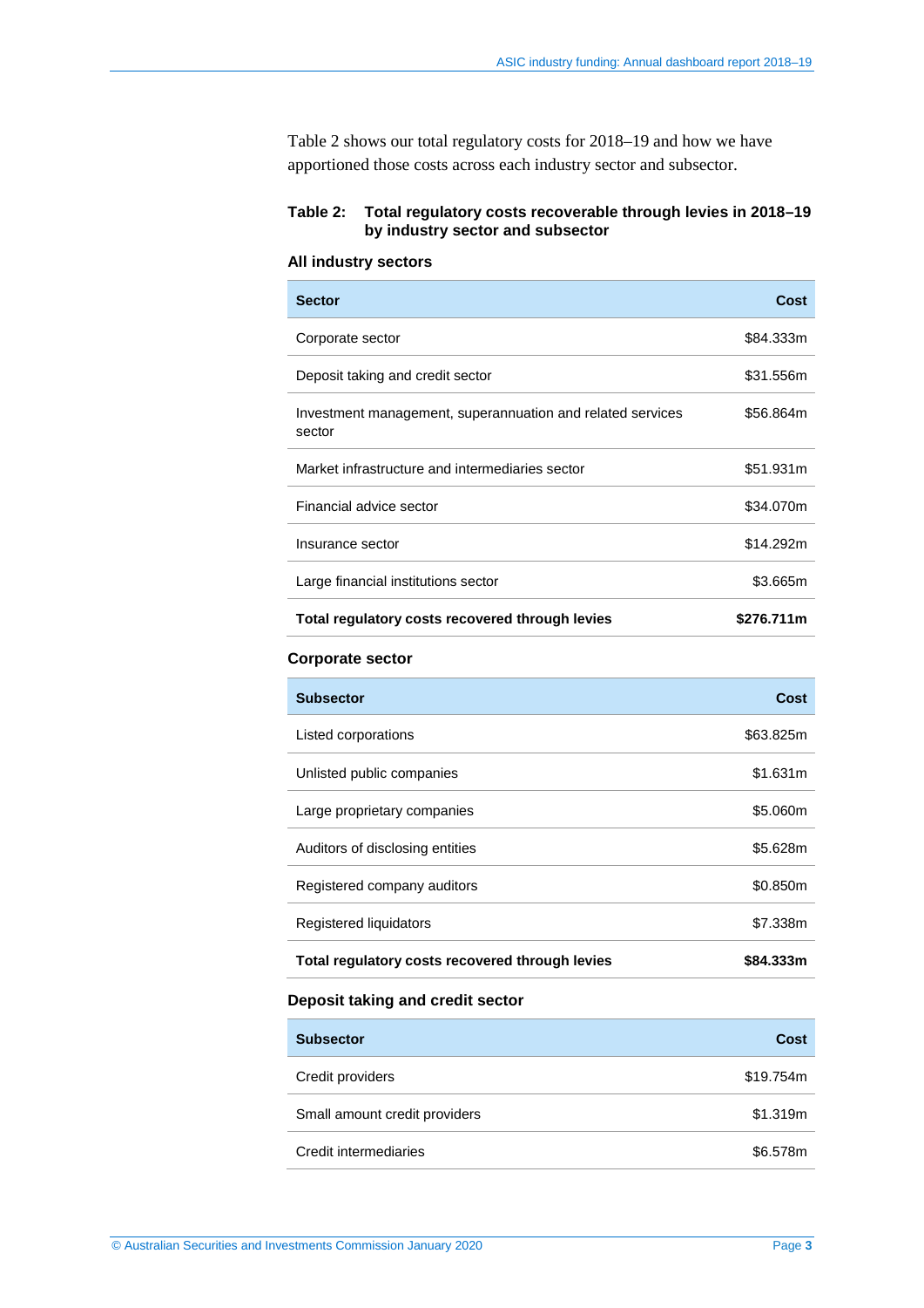Table 2 shows our total regulatory costs for 2018–19 and how we have apportioned those costs across each industry sector and subsector.

**Table 2: Total regulatory costs recoverable through levies in 2018–19 by industry sector and subsector**

**All industry sectors**

| Sector | Cost |
|---|---|
| Corporate sector | $84.333m |
| Deposit taking and credit sector | $31.556m |
| Investment management, superannuation and related services sector | $56.864m |
| Market infrastructure and intermediaries sector | $51.931m |
| Financial advice sector | $34.070m |
| Insurance sector | $14.292m |
| Large financial institutions sector | $3.665m |
| **Total regulatory costs recovered through levies** | **$276.711m** |

**Corporate sector**

| Subsector | Cost |
|---|---|
| Listed corporations | $63.825m |
| Unlisted public companies | $1.631m |
| Large proprietary companies | $5.060m |
| Auditors of disclosing entities | $5.628m |
| Registered company auditors | $0.850m |
| Registered liquidators | $7.338m |
| **Total regulatory costs recovered through levies** | **$84.333m** |

**Deposit taking and credit sector**

| Subsector | Cost |
|---|---|
| Credit providers | $19.754m |
| Small amount credit providers | $1.319m |
| Credit intermediaries | $6.578m |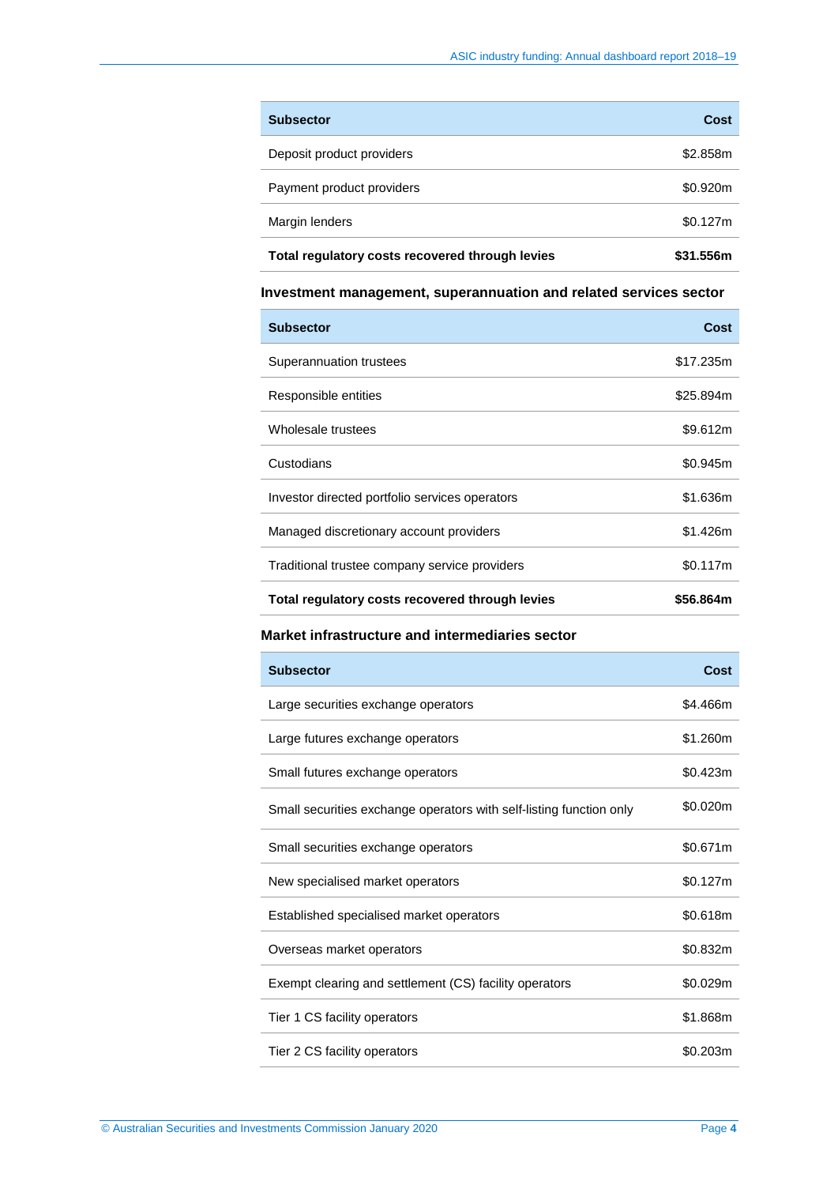| Subsector | Cost |
| --- | --- |
| Deposit product providers | $2.858m |
| Payment product providers | $0.920m |
| Margin lenders | $0.127m |
| **Total regulatory costs recovered through levies** | **$31.556m** |

### Investment management, superannuation and related services sector

| Subsector | Cost |
| --- | --- |
| Superannuation trustees | $17.235m |
| Responsible entities | $25.894m |
| Wholesale trustees | $9.612m |
| Custodians | $0.945m |
| Investor directed portfolio services operators | $1.636m |
| Managed discretionary account providers | $1.426m |
| Traditional trustee company service providers | $0.117m |
| **Total regulatory costs recovered through levies** | **$56.864m** |

### Market infrastructure and intermediaries sector

| Subsector | Cost |
| --- | --- |
| Large securities exchange operators | $4.466m |
| Large futures exchange operators | $1.260m |
| Small futures exchange operators | $0.423m |
| Small securities exchange operators with self-listing function only | $0.020m |
| Small securities exchange operators | $0.671m |
| New specialised market operators | $0.127m |
| Established specialised market operators | $0.618m |
| Overseas market operators | $0.832m |
| Exempt clearing and settlement (CS) facility operators | $0.029m |
| Tier 1 CS facility operators | $1.868m |
| Tier 2 CS facility operators | $0.203m |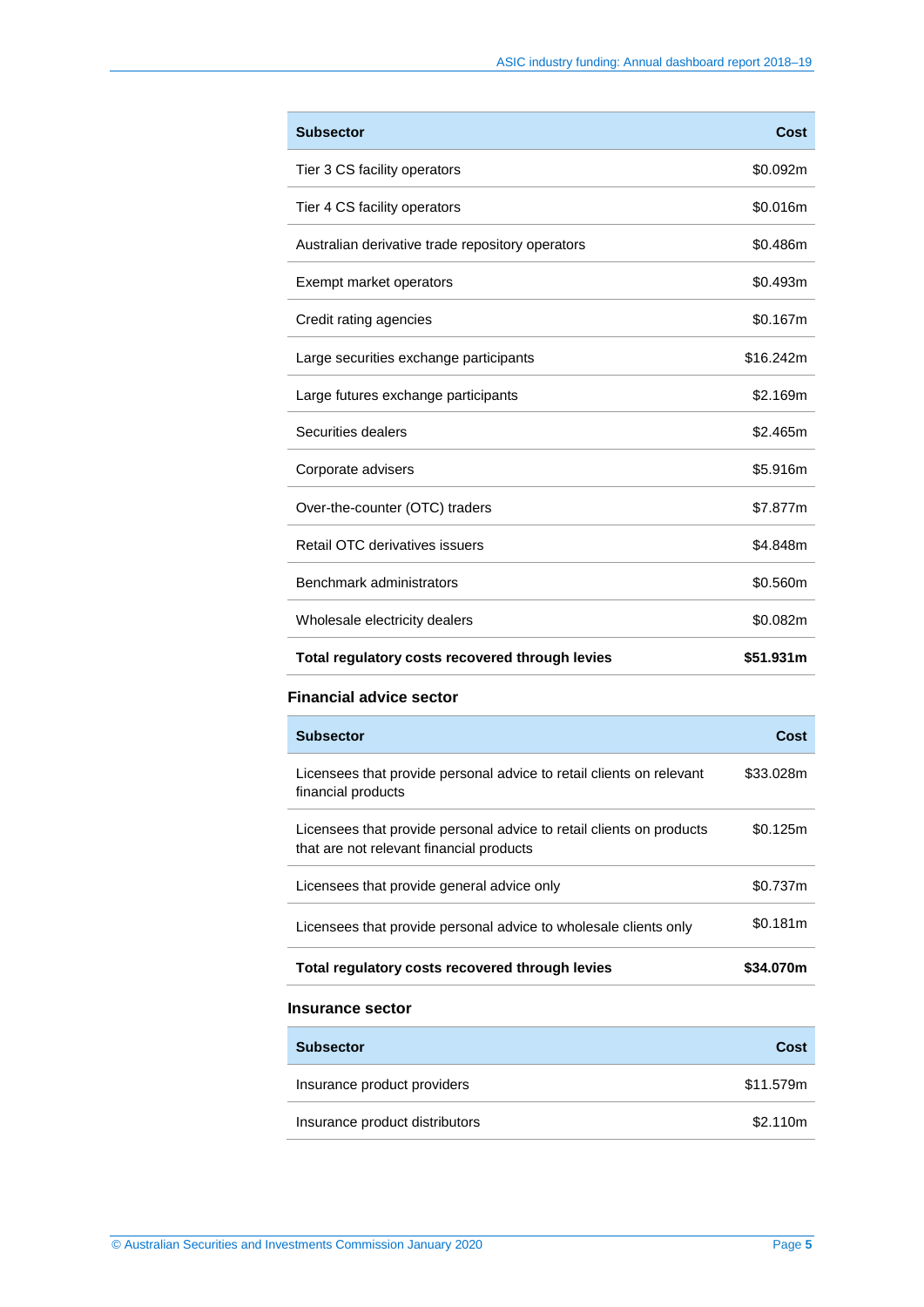| Subsector | Cost |
|---|---|
| Tier 3 CS facility operators | $0.092m |
| Tier 4 CS facility operators | $0.016m |
| Australian derivative trade repository operators | $0.486m |
| Exempt market operators | $0.493m |
| Credit rating agencies | $0.167m |
| Large securities exchange participants | $16.242m |
| Large futures exchange participants | $2.169m |
| Securities dealers | $2.465m |
| Corporate advisers | $5.916m |
| Over-the-counter (OTC) traders | $7.877m |
| Retail OTC derivatives issuers | $4.848m |
| Benchmark administrators | $0.560m |
| Wholesale electricity dealers | $0.082m |
| **Total regulatory costs recovered through levies** | **$51.931m** |

### Financial advice sector

| Subsector | Cost |
|---|---|
| Licensees that provide personal advice to retail clients on relevant financial products | $33.028m |
| Licensees that provide personal advice to retail clients on products that are not relevant financial products | $0.125m |
| Licensees that provide general advice only | $0.737m |
| Licensees that provide personal advice to wholesale clients only | $0.181m |
| **Total regulatory costs recovered through levies** | **$34.070m** |

### Insurance sector

| Subsector | Cost |
|---|---|
| Insurance product providers | $11.579m |
| Insurance product distributors | $2.110m |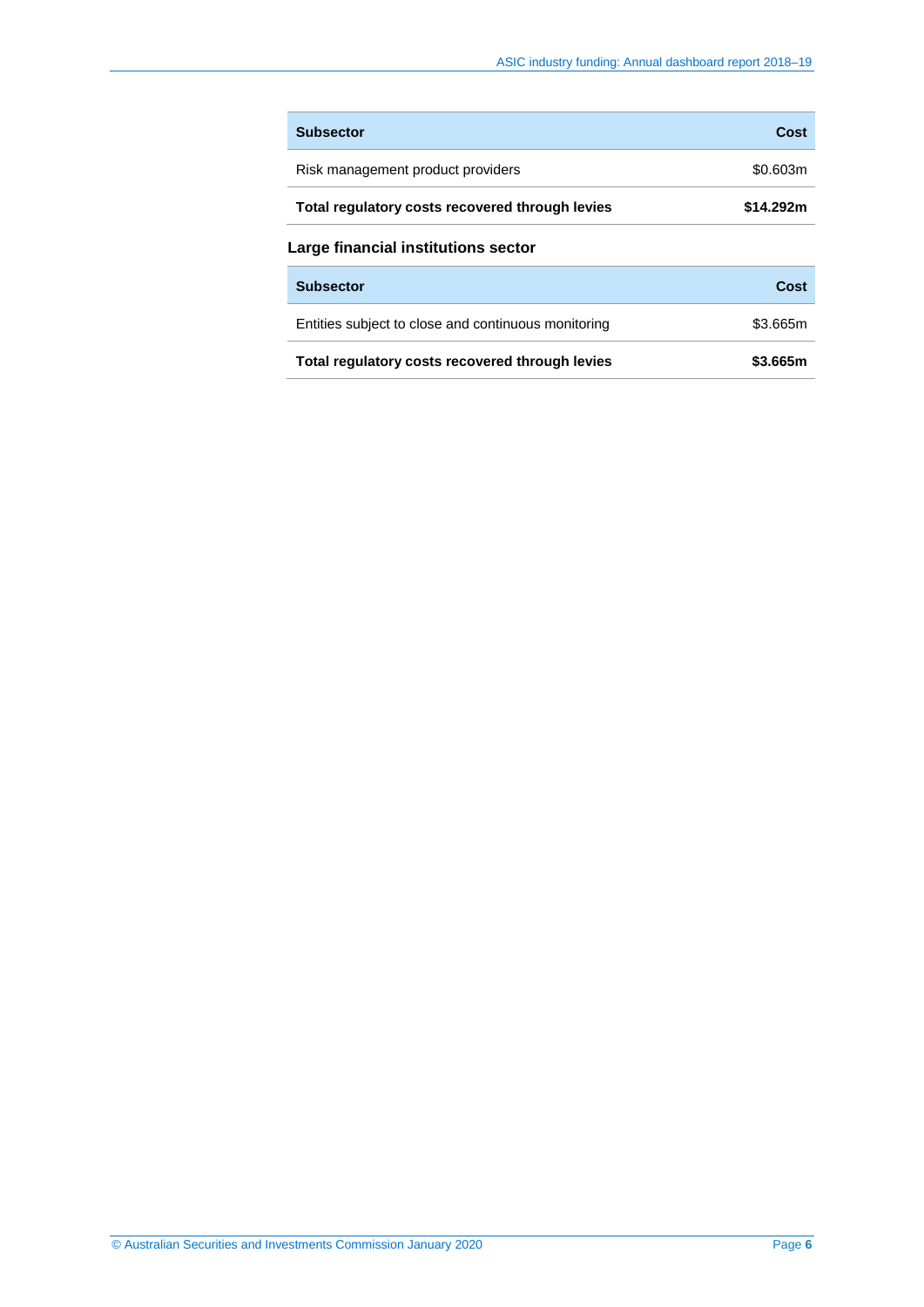| Subsector | Cost |
|---|---|
| Risk management product providers | $0.603m |
| **Total regulatory costs recovered through levies** | **$14.292m** |

### Large financial institutions sector

| Subsector | Cost |
|---|---|
| Entities subject to close and continuous monitoring | $3.665m |
| **Total regulatory costs recovered through levies** | **$3.665m** |